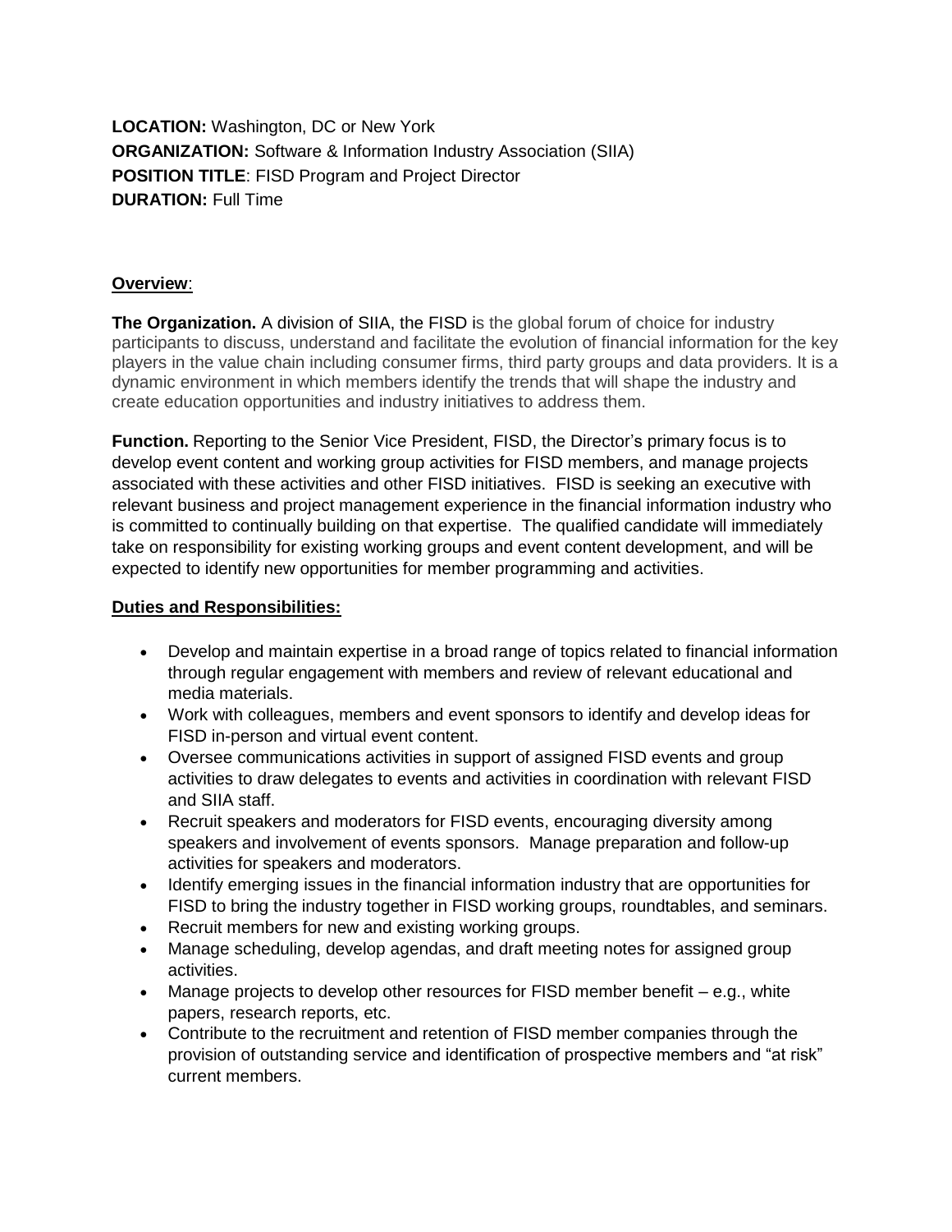**LOCATION:** Washington, DC or New York
**ORGANIZATION:** Software & Information Industry Association (SIIA)
**POSITION TITLE**: FISD Program and Project Director
**DURATION:** Full Time

**Overview**:

**The Organization.** A division of SIIA, the FISD is the global forum of choice for industry participants to discuss, understand and facilitate the evolution of financial information for the key players in the value chain including consumer firms, third party groups and data providers. It is a dynamic environment in which members identify the trends that will shape the industry and create education opportunities and industry initiatives to address them.

**Function.** Reporting to the Senior Vice President, FISD, the Director's primary focus is to develop event content and working group activities for FISD members, and manage projects associated with these activities and other FISD initiatives. FISD is seeking an executive with relevant business and project management experience in the financial information industry who is committed to continually building on that expertise. The qualified candidate will immediately take on responsibility for existing working groups and event content development, and will be expected to identify new opportunities for member programming and activities.

**Duties and Responsibilities:**

- Develop and maintain expertise in a broad range of topics related to financial information through regular engagement with members and review of relevant educational and media materials.
- Work with colleagues, members and event sponsors to identify and develop ideas for FISD in-person and virtual event content.
- Oversee communications activities in support of assigned FISD events and group activities to draw delegates to events and activities in coordination with relevant FISD and SIIA staff.
- Recruit speakers and moderators for FISD events, encouraging diversity among speakers and involvement of events sponsors. Manage preparation and follow-up activities for speakers and moderators.
- Identify emerging issues in the financial information industry that are opportunities for FISD to bring the industry together in FISD working groups, roundtables, and seminars.
- Recruit members for new and existing working groups.
- Manage scheduling, develop agendas, and draft meeting notes for assigned group activities.
- Manage projects to develop other resources for FISD member benefit – e.g., white papers, research reports, etc.
- Contribute to the recruitment and retention of FISD member companies through the provision of outstanding service and identification of prospective members and "at risk" current members.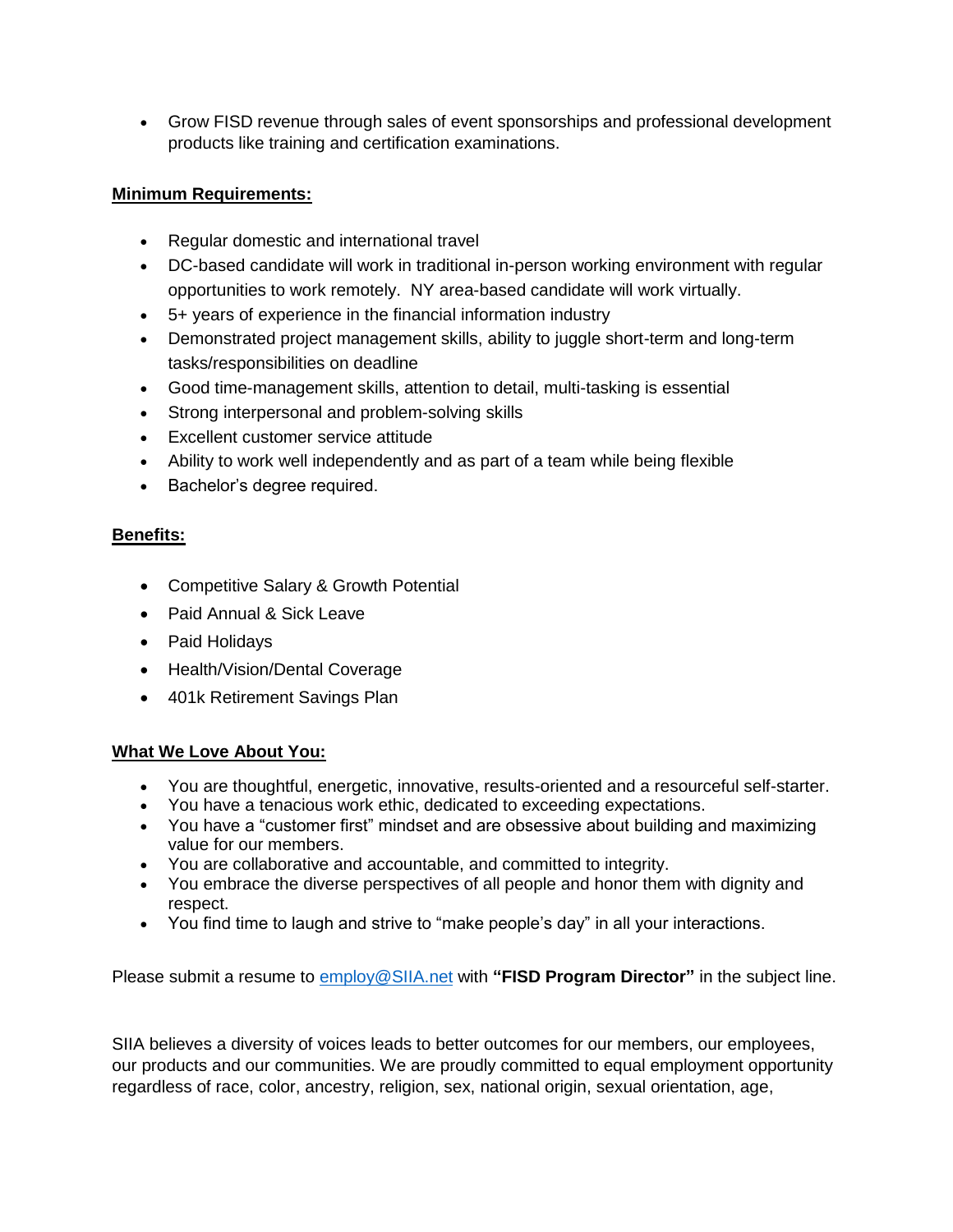- Grow FISD revenue through sales of event sponsorships and professional development products like training and certification examinations.

**Minimum Requirements:**

- Regular domestic and international travel
- DC-based candidate will work in traditional in-person working environment with regular opportunities to work remotely. NY area-based candidate will work virtually.
- 5+ years of experience in the financial information industry
- Demonstrated project management skills, ability to juggle short-term and long-term tasks/responsibilities on deadline
- Good time-management skills, attention to detail, multi-tasking is essential
- Strong interpersonal and problem-solving skills
- Excellent customer service attitude
- Ability to work well independently and as part of a team while being flexible
- Bachelor's degree required.

**Benefits:**

- Competitive Salary & Growth Potential
- Paid Annual & Sick Leave
- Paid Holidays
- Health/Vision/Dental Coverage
- 401k Retirement Savings Plan

**What We Love About You:**

- You are thoughtful, energetic, innovative, results-oriented and a resourceful self-starter.
- You have a tenacious work ethic, dedicated to exceeding expectations.
- You have a "customer first" mindset and are obsessive about building and maximizing value for our members.
- You are collaborative and accountable, and committed to integrity.
- You embrace the diverse perspectives of all people and honor them with dignity and respect.
- You find time to laugh and strive to "make people's day" in all your interactions.

Please submit a resume to [employ@SIIA.net](mailto:employ@SIIA.net) with **"FISD Program Director"** in the subject line.

SIIA believes a diversity of voices leads to better outcomes for our members, our employees, our products and our communities. We are proudly committed to equal employment opportunity regardless of race, color, ancestry, religion, sex, national origin, sexual orientation, age,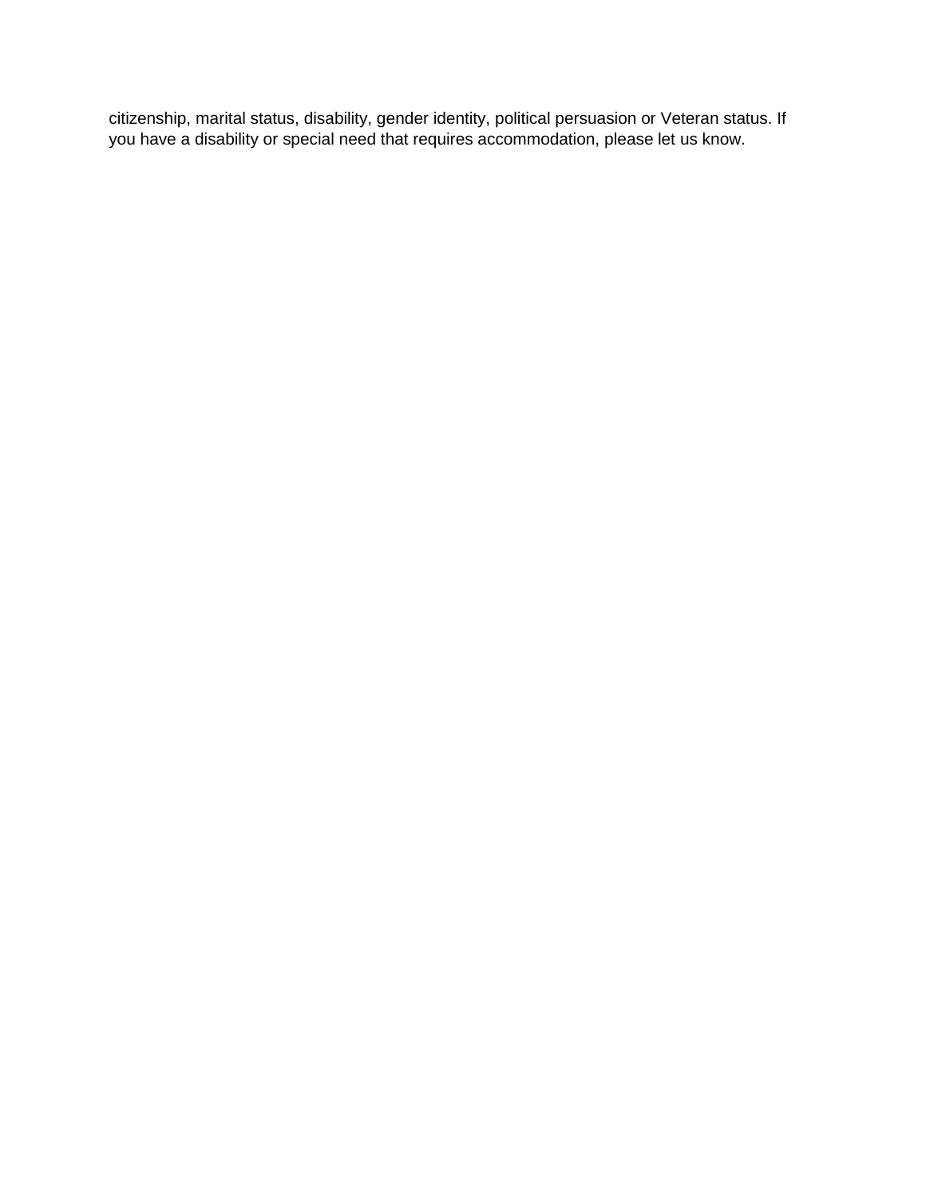citizenship, marital status, disability, gender identity, political persuasion or Veteran status. If you have a disability or special need that requires accommodation, please let us know.